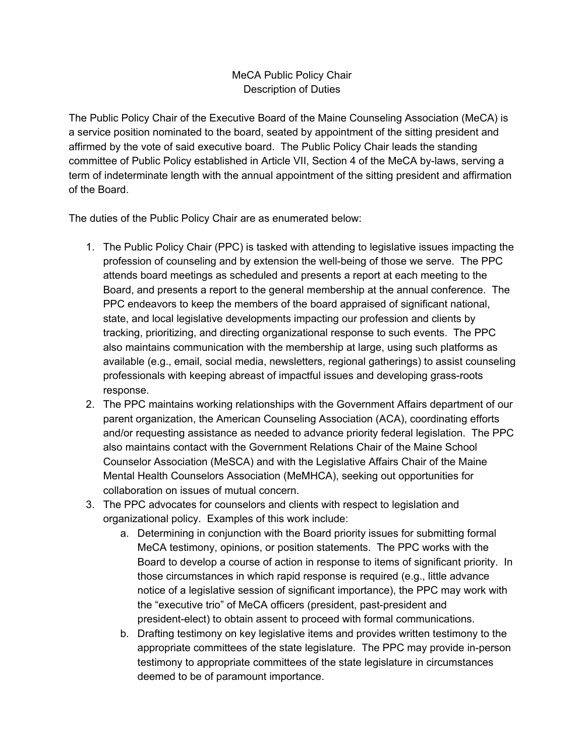# MeCA Public Policy Chair
## Description of Duties

The Public Policy Chair of the Executive Board of the Maine Counseling Association (MeCA) is a service position nominated to the board, seated by appointment of the sitting president and affirmed by the vote of said executive board. The Public Policy Chair leads the standing committee of Public Policy established in Article VII, Section 4 of the MeCA by-laws, serving a term of indeterminate length with the annual appointment of the sitting president and affirmation of the Board.

The duties of the Public Policy Chair are as enumerated below:

1. The Public Policy Chair (PPC) is tasked with attending to legislative issues impacting the profession of counseling and by extension the well-being of those we serve. The PPC attends board meetings as scheduled and presents a report at each meeting to the Board, and presents a report to the general membership at the annual conference. The PPC endeavors to keep the members of the board appraised of significant national, state, and local legislative developments impacting our profession and clients by tracking, prioritizing, and directing organizational response to such events. The PPC also maintains communication with the membership at large, using such platforms as available (e.g., email, social media, newsletters, regional gatherings) to assist counseling professionals with keeping abreast of impactful issues and developing grass-roots response.
2. The PPC maintains working relationships with the Government Affairs department of our parent organization, the American Counseling Association (ACA), coordinating efforts and/or requesting assistance as needed to advance priority federal legislation. The PPC also maintains contact with the Government Relations Chair of the Maine School Counselor Association (MeSCA) and with the Legislative Affairs Chair of the Maine Mental Health Counselors Association (MeMHCA), seeking out opportunities for collaboration on issues of mutual concern.
3. The PPC advocates for counselors and clients with respect to legislation and organizational policy. Examples of this work include:
   a. Determining in conjunction with the Board priority issues for submitting formal MeCA testimony, opinions, or position statements. The PPC works with the Board to develop a course of action in response to items of significant priority. In those circumstances in which rapid response is required (e.g., little advance notice of a legislative session of significant importance), the PPC may work with the "executive trio" of MeCA officers (president, past-president and president-elect) to obtain assent to proceed with formal communications.
   b. Drafting testimony on key legislative items and provides written testimony to the appropriate committees of the state legislature. The PPC may provide in-person testimony to appropriate committees of the state legislature in circumstances deemed to be of paramount importance.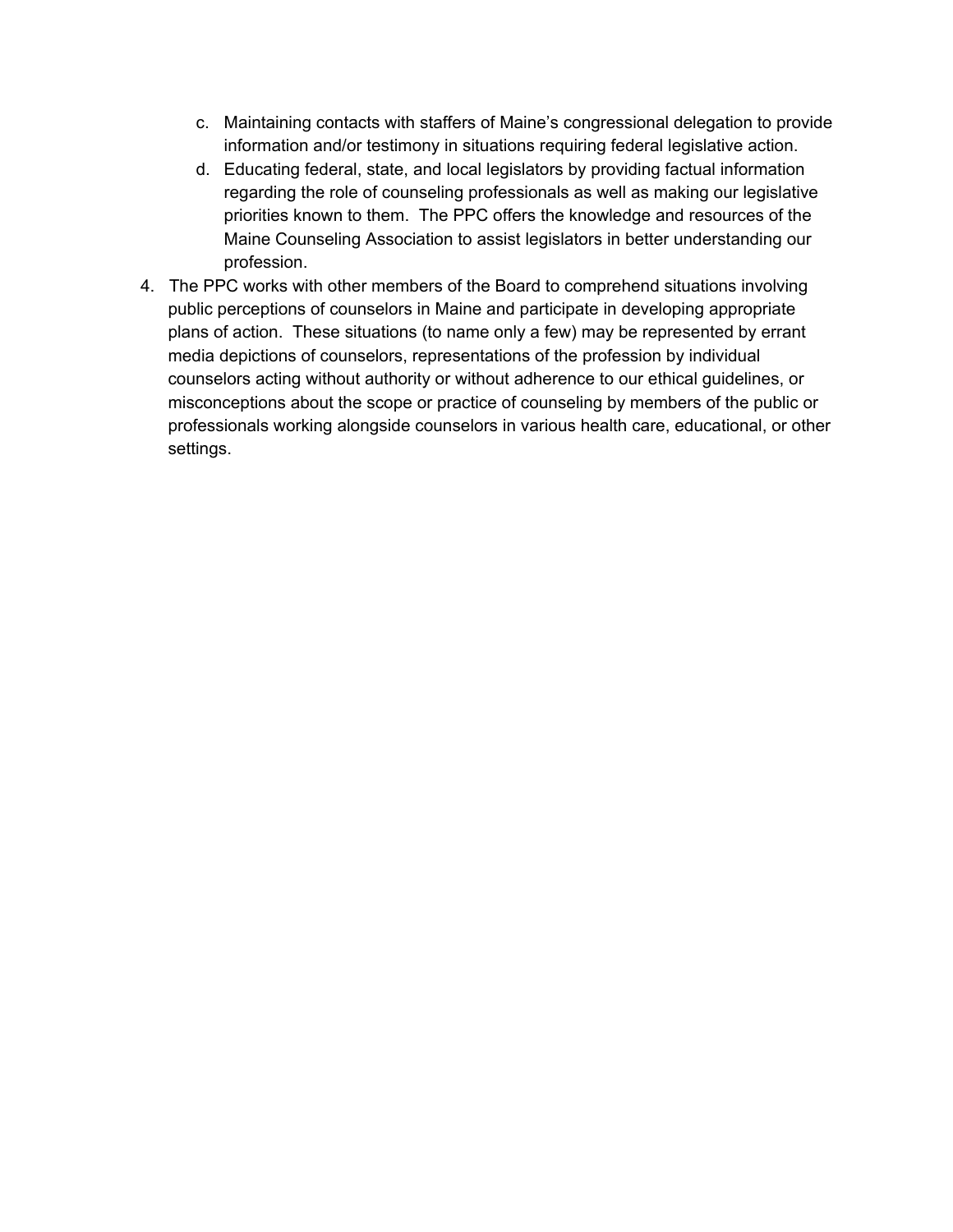c. Maintaining contacts with staffers of Maine's congressional delegation to provide information and/or testimony in situations requiring federal legislative action.
   d. Educating federal, state, and local legislators by providing factual information regarding the role of counseling professionals as well as making our legislative priorities known to them. The PPC offers the knowledge and resources of the Maine Counseling Association to assist legislators in better understanding our profession.

4. The PPC works with other members of the Board to comprehend situations involving public perceptions of counselors in Maine and participate in developing appropriate plans of action. These situations (to name only a few) may be represented by errant media depictions of counselors, representations of the profession by individual counselors acting without authority or without adherence to our ethical guidelines, or misconceptions about the scope or practice of counseling by members of the public or professionals working alongside counselors in various health care, educational, or other settings.